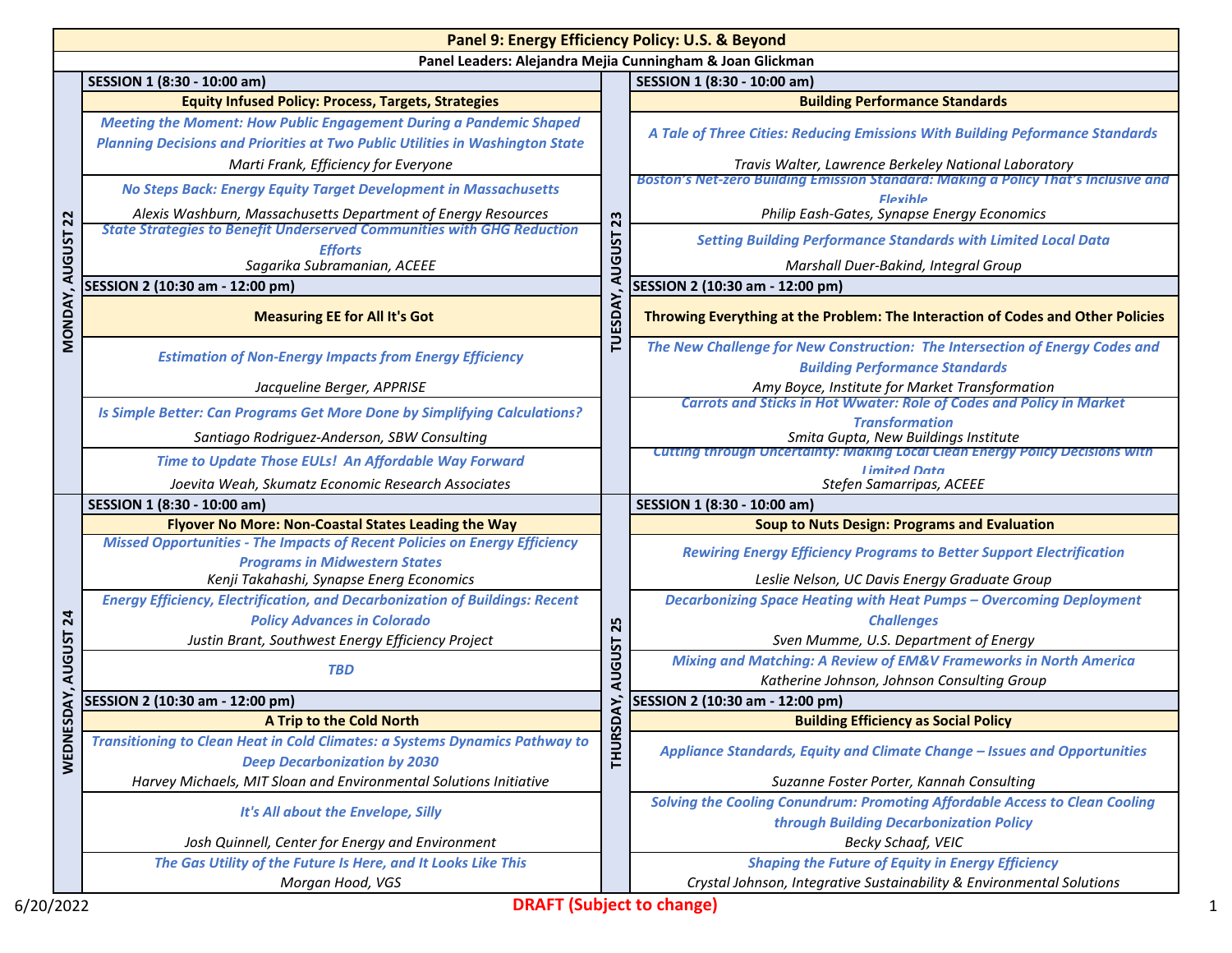# Panel 9: Energy Efficiency Policy: U.S. & Beyond

**Panel Leaders: Alejandra Mejia Cunningham & Joan Glickman**

## MONDAY, AUGUST 22

### SESSION 1 (8:30 - 10:00 am)

**Equity Infused Policy: Process, Targets, Strategies**

*Meeting the Moment: How Public Engagement During a Pandemic Shaped Planning Decisions and Priorities at Two Public Utilities in Washington State*
*Marti Frank, Efficiency for Everyone*

*No Steps Back: Energy Equity Target Development in Massachusetts*
*Alexis Washburn, Massachusetts Department of Energy Resources*

*State Strategies to Benefit Underserved Communities with GHG Reduction Efforts*
*Sagarika Subramanian, ACEEE*

### SESSION 2 (10:30 am - 12:00 pm)

**Measuring EE for All It's Got**

*Estimation of Non-Energy Impacts from Energy Efficiency*
*Jacqueline Berger, APPRISE*

*Is Simple Better: Can Programs Get More Done by Simplifying Calculations?*
*Santiago Rodriguez-Anderson, SBW Consulting*

*Time to Update Those EULs! An Affordable Way Forward*
*Joevita Weah, Skumatz Economic Research Associates*

## TUESDAY, AUGUST 23

### SESSION 1 (8:30 - 10:00 am)

**Building Performance Standards**

*A Tale of Three Cities: Reducing Emissions With Building Peformance Standards*
*Travis Walter, Lawrence Berkeley National Laboratory*

*Boston's Net-zero Building Emission Standard: Making a Policy That's Inclusive and Flexible*
*Philip Eash-Gates, Synapse Energy Economics*

*Setting Building Performance Standards with Limited Local Data*
*Marshall Duer-Bakind, Integral Group*

### SESSION 2 (10:30 am - 12:00 pm)

**Throwing Everything at the Problem: The Interaction of Codes and Other Policies**

*The New Challenge for New Construction: The Intersection of Energy Codes and Building Performance Standards*
*Amy Boyce, Institute for Market Transformation*

*Carrots and Sticks in Hot Wwater: Role of Codes and Policy in Market Transformation*
*Smita Gupta, New Buildings Institute*

*Cutting through Uncertainty: Making Local Clean Energy Policy Decisions with Limited Data*
*Stefen Samarripas, ACEEE*

## WEDNESDAY, AUGUST 24

### SESSION 1 (8:30 - 10:00 am)

**Flyover No More: Non-Coastal States Leading the Way**

*Missed Opportunities - The Impacts of Recent Policies on Energy Efficiency Programs in Midwestern States*
*Kenji Takahashi, Synapse Energ Economics*

*Energy Efficiency, Electrification, and Decarbonization of Buildings: Recent Policy Advances in Colorado*
*Justin Brant, Southwest Energy Efficiency Project*

*TBD*

### SESSION 2 (10:30 am - 12:00 pm)

**A Trip to the Cold North**

*Transitioning to Clean Heat in Cold Climates: a Systems Dynamics Pathway to Deep Decarbonization by 2030*
*Harvey Michaels, MIT Sloan and Environmental Solutions Initiative*

*It's All about the Envelope, Silly*
*Josh Quinnell, Center for Energy and Environment*

*The Gas Utility of the Future Is Here, and It Looks Like This*
*Morgan Hood, VGS*

## THURSDAY, AUGUST 25

### SESSION 1 (8:30 - 10:00 am)

**Soup to Nuts Design: Programs and Evaluation**

*Rewiring Energy Efficiency Programs to Better Support Electrification*
*Leslie Nelson, UC Davis Energy Graduate Group*

*Decarbonizing Space Heating with Heat Pumps – Overcoming Deployment Challenges*
*Sven Mumme, U.S. Department of Energy*

*Mixing and Matching: A Review of EM&V Frameworks in North America*
*Katherine Johnson, Johnson Consulting Group*

### SESSION 2 (10:30 am - 12:00 pm)

**Building Efficiency as Social Policy**

*Appliance Standards, Equity and Climate Change – Issues and Opportunities*
*Suzanne Foster Porter, Kannah Consulting*

*Solving the Cooling Conundrum: Promoting Affordable Access to Clean Cooling through Building Decarbonization Policy*
*Becky Schaaf, VEIC*

*Shaping the Future of Equity in Energy Efficiency*
*Crystal Johnson, Integrative Sustainability & Environmental Solutions*

6/20/2022

**DRAFT (Subject to change)**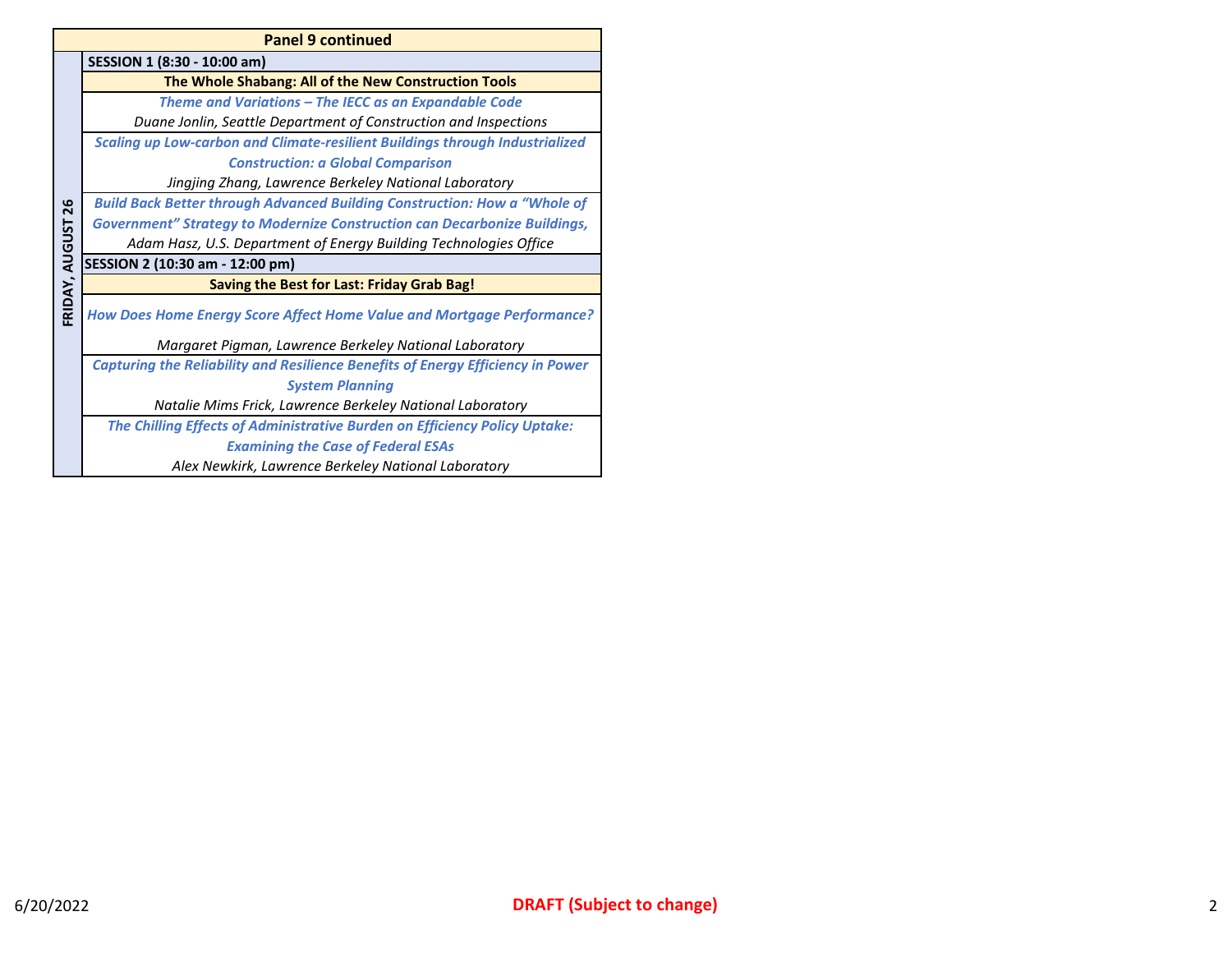| Panel 9 continued | |
|---|---|
| FRIDAY, AUGUST 26 | **SESSION 1 (8:30 - 10:00 am)** |
| | **The Whole Shabang: All of the New Construction Tools** |
| | ***Theme and Variations – The IECC as an Expandable Code***<br>*Duane Jonlin, Seattle Department of Construction and Inspections* |
| | ***Scaling up Low-carbon and Climate-resilient Buildings through Industrialized Construction: a Global Comparison***<br>*Jingjing Zhang, Lawrence Berkeley National Laboratory* |
| | ***Build Back Better through Advanced Building Construction: How a "Whole of Government" Strategy to Modernize Construction can Decarbonize Buildings,***<br>*Adam Hasz, U.S. Department of Energy Building Technologies Office* |
| | **SESSION 2 (10:30 am - 12:00 pm)** |
| | **Saving the Best for Last: Friday Grab Bag!** |
| | ***How Does Home Energy Score Affect Home Value and Mortgage Performance?***<br>*Margaret Pigman, Lawrence Berkeley National Laboratory* |
| | ***Capturing the Reliability and Resilience Benefits of Energy Efficiency in Power System Planning***<br>*Natalie Mims Frick, Lawrence Berkeley National Laboratory* |
| | ***The Chilling Effects of Administrative Burden on Efficiency Policy Uptake: Examining the Case of Federal ESAs***<br>*Alex Newkirk, Lawrence Berkeley National Laboratory* |

6/20/2022

**DRAFT (Subject to change)**